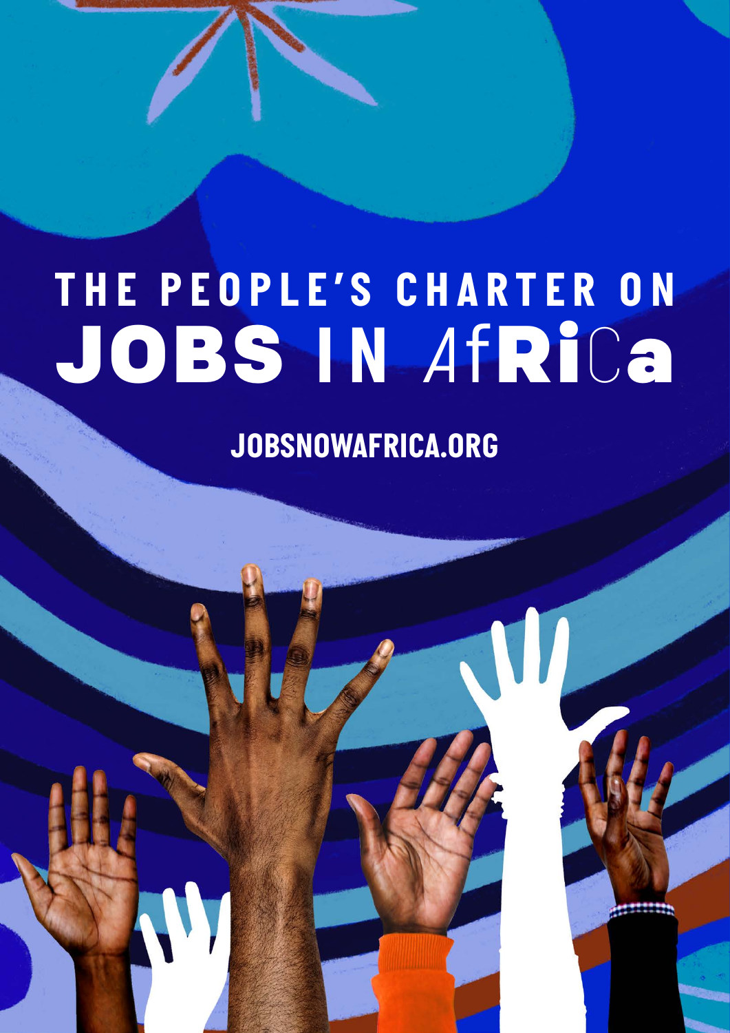# THE PEOPLE'S CHARTER ON JOBS IN AfRiCa

JOBSNOWAFRICA.ORG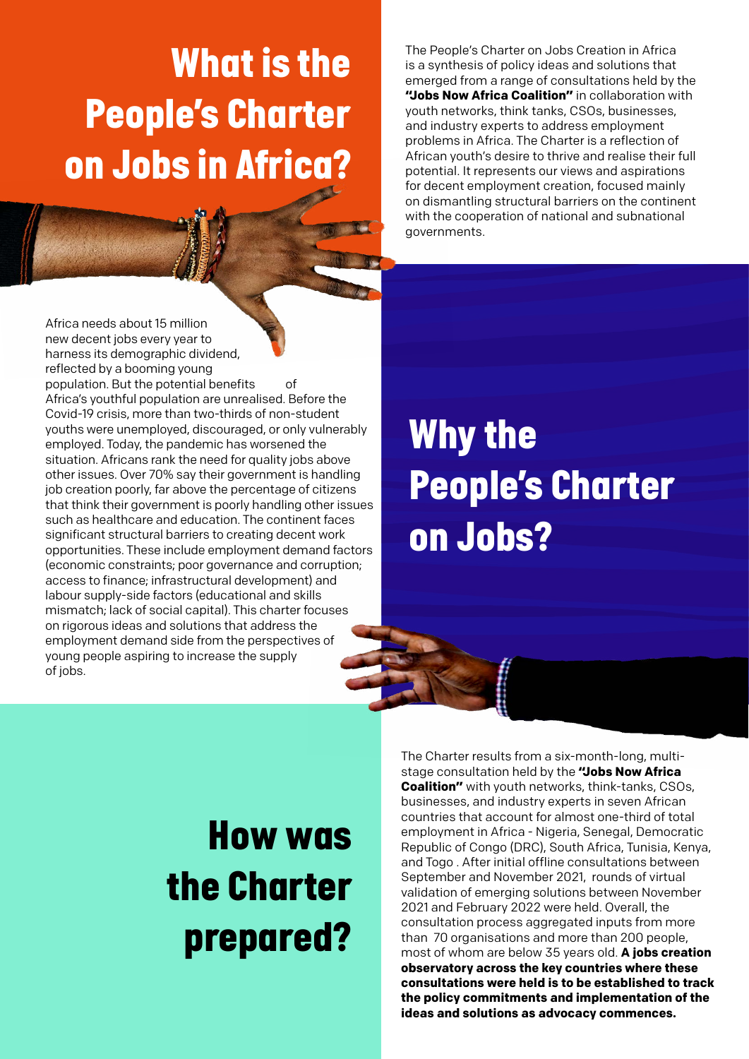# What is the People's Charter on Jobs in Africa?

The People's Charter on Jobs Creation in Africa is a synthesis of policy ideas and solutions that emerged from a range of consultations held by the **"Jobs Now Africa Coalition"** in collaboration with youth networks, think tanks, CSOs, businesses, and industry experts to address employment problems in Africa. The Charter is a reflection of African youth's desire to thrive and realise their full potential. It represents our views and aspirations for decent employment creation, focused mainly on dismantling structural barriers on the continent with the cooperation of national and subnational governments.

# Why the People's Charter on Jobs?

Africa needs about 15 million new decent jobs every year to harness its demographic dividend, reflected by a booming young population. But the potential benefits of Africa's youthful population are unrealised. Before the Covid-19 crisis, more than two-thirds of non-student youths were unemployed, discouraged, or only vulnerably employed. Today, the pandemic has worsened the situation. Africans rank the need for quality jobs above other issues. Over 70% say their government is handling job creation poorly, far above the percentage of citizens that think their government is poorly handling other issues such as healthcare and education. The continent faces significant structural barriers to creating decent work opportunities. These include employment demand factors (economic constraints; poor governance and corruption; access to finance; infrastructural development) and labour supply-side factors (educational and skills mismatch; lack of social capital). This charter focuses on rigorous ideas and solutions that address the employment demand side from the perspectives of young people aspiring to increase the supply of jobs.

# How was the Charter prepared?

The Charter results from a six-month-long, multi-stage consultation held by the **"Jobs Now Africa Coalition"** with youth networks, think-tanks, CSOs, businesses, and industry experts in seven African countries that account for almost one-third of total employment in Africa - Nigeria, Senegal, Democratic Republic of Congo (DRC), South Africa, Tunisia, Kenya, and Togo . After initial offline consultations between September and November 2021, rounds of virtual validation of emerging solutions between November 2021 and February 2022 were held. Overall, the consultation process aggregated inputs from more than 70 organisations and more than 200 people, most of whom are below 35 years old. **A jobs creation observatory across the key countries where these consultations were held is to be established to track the policy commitments and implementation of the ideas and solutions as advocacy commences.**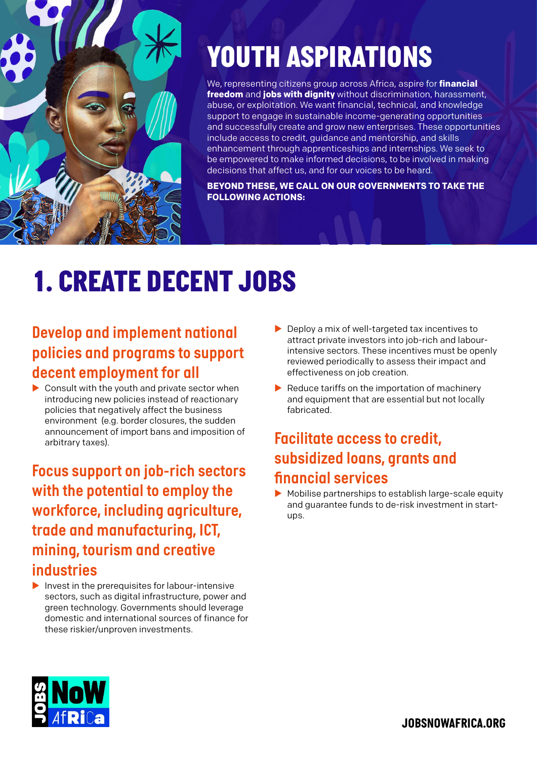# YOUTH ASPIRATIONS

We, representing citizens group across Africa, aspire for **financial freedom** and **jobs with dignity** without discrimination, harassment, abuse, or exploitation. We want financial, technical, and knowledge support to engage in sustainable income-generating opportunities and successfully create and grow new enterprises. These opportunities include access to credit, guidance and mentorship, and skills enhancement through apprenticeships and internships. We seek to be empowered to make informed decisions, to be involved in making decisions that affect us, and for our voices to be heard.

**BEYOND THESE, WE CALL ON OUR GOVERNMENTS TO TAKE THE FOLLOWING ACTIONS:**

# 1. CREATE DECENT JOBS

## Develop and implement national policies and programs to support decent employment for all

- Consult with the youth and private sector when introducing new policies instead of reactionary policies that negatively affect the business environment (e.g. border closures, the sudden announcement of import bans and imposition of arbitrary taxes).

## Focus support on job-rich sectors with the potential to employ the workforce, including agriculture, trade and manufacturing, ICT, mining, tourism and creative industries

- Invest in the prerequisites for labour-intensive sectors, such as digital infrastructure, power and green technology. Governments should leverage domestic and international sources of finance for these riskier/unproven investments.
- Deploy a mix of well-targeted tax incentives to attract private investors into job-rich and labour-intensive sectors. These incentives must be openly reviewed periodically to assess their impact and effectiveness on job creation.
- Reduce tariffs on the importation of machinery and equipment that are essential but not locally fabricated.

## Facilitate access to credit, subsidized loans, grants and financial services

- Mobilise partnerships to establish large-scale equity and guarantee funds to de-risk investment in start-ups.

JOBS NoW AfRiCa

JOBSNOWAFRICA.ORG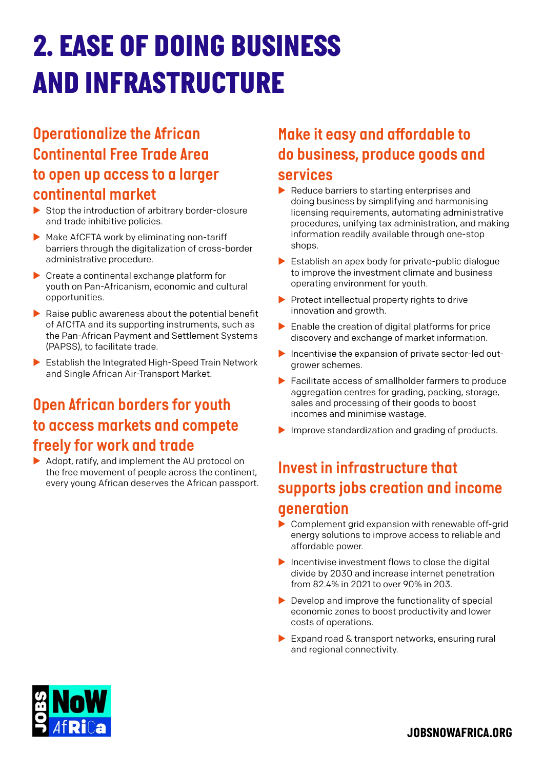# 2. EASE OF DOING BUSINESS AND INFRASTRUCTURE

## Operationalize the African Continental Free Trade Area to open up access to a larger continental market

- Stop the introduction of arbitrary border-closure and trade inhibitive policies.
- Make AfCFTA work by eliminating non-tariff barriers through the digitalization of cross-border administrative procedure.
- Create a continental exchange platform for youth on Pan-Africanism, economic and cultural opportunities.
- Raise public awareness about the potential benefit of AfCfTA and its supporting instruments, such as the Pan-African Payment and Settlement Systems (PAPSS), to facilitate trade.
- Establish the Integrated High-Speed Train Network and Single African Air-Transport Market.

## Open African borders for youth to access markets and compete freely for work and trade

- Adopt, ratify, and implement the AU protocol on the free movement of people across the continent, every young African deserves the African passport.

## Make it easy and affordable to do business, produce goods and services

- Reduce barriers to starting enterprises and doing business by simplifying and harmonising licensing requirements, automating administrative procedures, unifying tax administration, and making information readily available through one-stop shops.
- Establish an apex body for private-public dialogue to improve the investment climate and business operating environment for youth.
- Protect intellectual property rights to drive innovation and growth.
- Enable the creation of digital platforms for price discovery and exchange of market information.
- Incentivise the expansion of private sector-led out-grower schemes.
- Facilitate access of smallholder farmers to produce aggregation centres for grading, packing, storage, sales and processing of their goods to boost incomes and minimise wastage.
- Improve standardization and grading of products.

## Invest in infrastructure that supports jobs creation and income generation

- Complement grid expansion with renewable off-grid energy solutions to improve access to reliable and affordable power.
- Incentivise investment flows to close the digital divide by 2030 and increase internet penetration from 82.4% in 2021 to over 90% in 203.
- Develop and improve the functionality of special economic zones to boost productivity and lower costs of operations.
- Expand road & transport networks, ensuring rural and regional connectivity.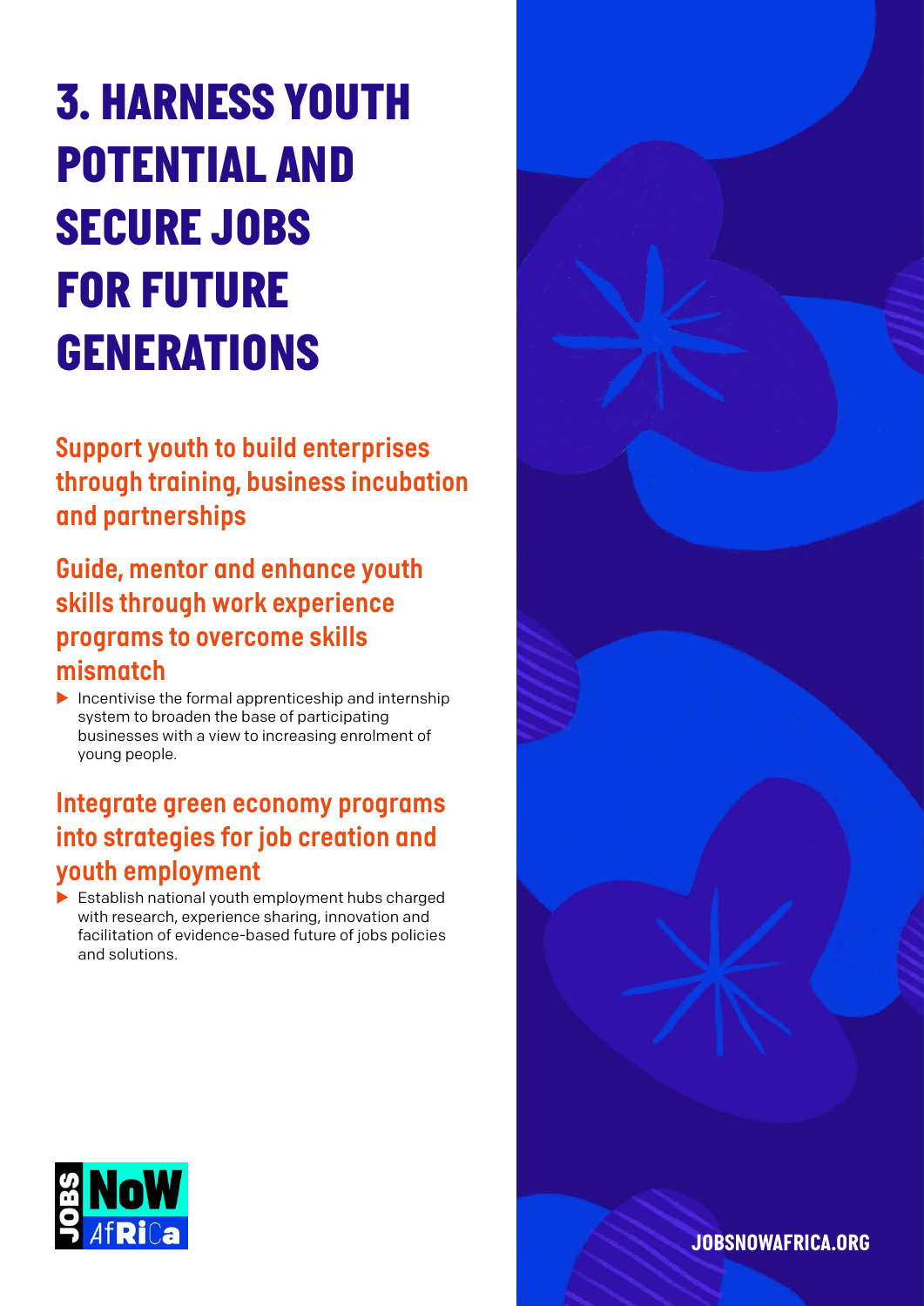# 3. HARNESS YOUTH POTENTIAL AND SECURE JOBS FOR FUTURE GENERATIONS

## Support youth to build enterprises through training, business incubation and partnerships

## Guide, mentor and enhance youth skills through work experience programs to overcome skills mismatch

- Incentivise the formal apprenticeship and internship system to broaden the base of participating businesses with a view to increasing enrolment of young people.

## Integrate green economy programs into strategies for job creation and youth employment

- Establish national youth employment hubs charged with research, experience sharing, innovation and facilitation of evidence-based future of jobs policies and solutions.

JOBS NOW AFRICA

JOBSNOWAFRICA.ORG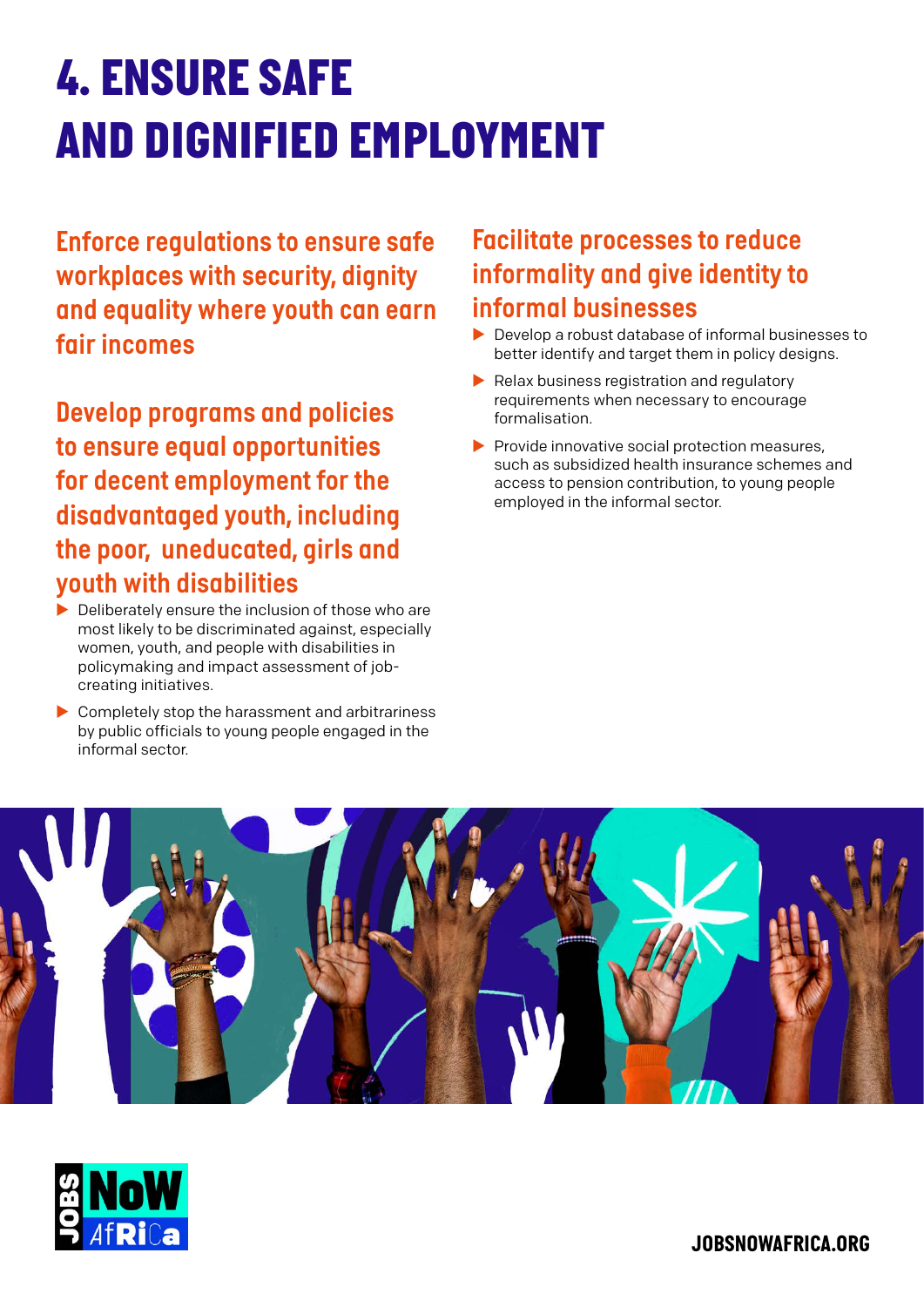# 4. ENSURE SAFE AND DIGNIFIED EMPLOYMENT

## Enforce regulations to ensure safe workplaces with security, dignity and equality where youth can earn fair incomes

## Develop programs and policies to ensure equal opportunities for decent employment for the disadvantaged youth, including the poor, uneducated, girls and youth with disabilities

- Deliberately ensure the inclusion of those who are most likely to be discriminated against, especially women, youth, and people with disabilities in policymaking and impact assessment of job-creating initiatives.
- Completely stop the harassment and arbitrariness by public officials to young people engaged in the informal sector.

## Facilitate processes to reduce informality and give identity to informal businesses

- Develop a robust database of informal businesses to better identify and target them in policy designs.
- Relax business registration and regulatory requirements when necessary to encourage formalisation.
- Provide innovative social protection measures, such as subsidized health insurance schemes and access to pension contribution, to young people employed in the informal sector.

JOBSNOWAFRICA.ORG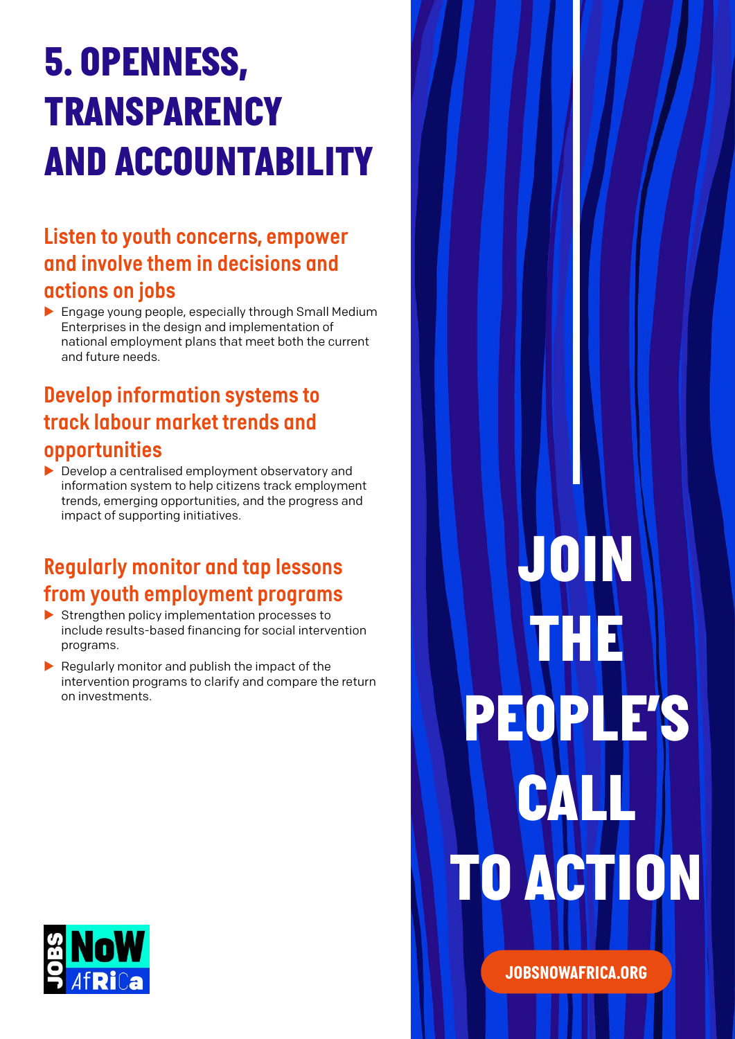# 5. OPENNESS, TRANSPARENCY AND ACCOUNTABILITY

## Listen to youth concerns, empower and involve them in decisions and actions on jobs

- Engage young people, especially through Small Medium Enterprises in the design and implementation of national employment plans that meet both the current and future needs.

## Develop information systems to track labour market trends and opportunities

- Develop a centralised employment observatory and information system to help citizens track employment trends, emerging opportunities, and the progress and impact of supporting initiatives.

## Regularly monitor and tap lessons from youth employment programs

- Strengthen policy implementation processes to include results-based financing for social intervention programs.
- Regularly monitor and publish the impact of the intervention programs to clarify and compare the return on investments.

JOBS NoW AfRiCa

# JOIN THE PEOPLE'S CALL TO ACTION

JOBSNOWAFRICA.ORG